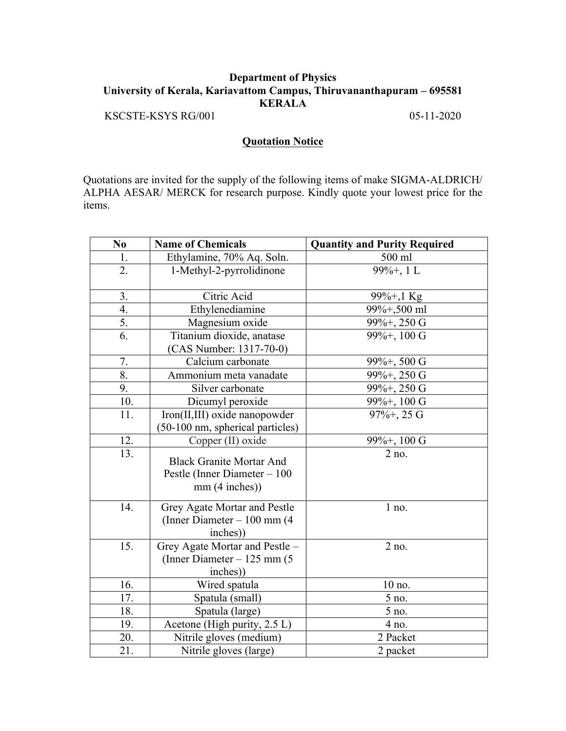**Department of Physics**
**University of Kerala, Kariavattom Campus, Thiruvananthapuram – 695581**
**KERALA**

KSCSTE-KSYS RG/001 05-11-2020

## Quotation Notice

Quotations are invited for the supply of the following items of make SIGMA-ALDRICH/ ALPHA AESAR/ MERCK for research purpose. Kindly quote your lowest price for the items.

| No | Name of Chemicals | Quantity and Purity Required |
|---|---|---|
| 1. | Ethylamine, 70% Aq. Soln. | 500 ml |
| 2. | 1-Methyl-2-pyrrolidinone | 99%+, 1 L |
| 3. | Citric Acid | 99%+,1 Kg |
| 4. | Ethylenediamine | 99%+,500 ml |
| 5. | Magnesium oxide | 99%+, 250 G |
| 6. | Titanium dioxide, anatase (CAS Number: 1317-70-0) | 99%+, 100 G |
| 7. | Calcium carbonate | 99%+, 500 G |
| 8. | Ammonium meta vanadate | 99%+, 250 G |
| 9. | Silver carbonate | 99%+, 250 G |
| 10. | Dicumyl peroxide | 99%+, 100 G |
| 11. | Iron(II,III) oxide nanopowder (50-100 nm, spherical particles) | 97%+, 25 G |
| 12. | Copper (II) oxide | 99%+, 100 G |
| 13. | Black Granite Mortar And Pestle (Inner Diameter – 100 mm (4 inches)) | 2 no. |
| 14. | Grey Agate Mortar and Pestle (Inner Diameter – 100 mm (4 inches)) | 1 no. |
| 15. | Grey Agate Mortar and Pestle – (Inner Diameter – 125 mm (5 inches)) | 2 no. |
| 16. | Wired spatula | 10 no. |
| 17. | Spatula (small) | 5 no. |
| 18. | Spatula (large) | 5 no. |
| 19. | Acetone (High purity, 2.5 L) | 4 no. |
| 20. | Nitrile gloves (medium) | 2 Packet |
| 21. | Nitrile gloves (large) | 2 packet |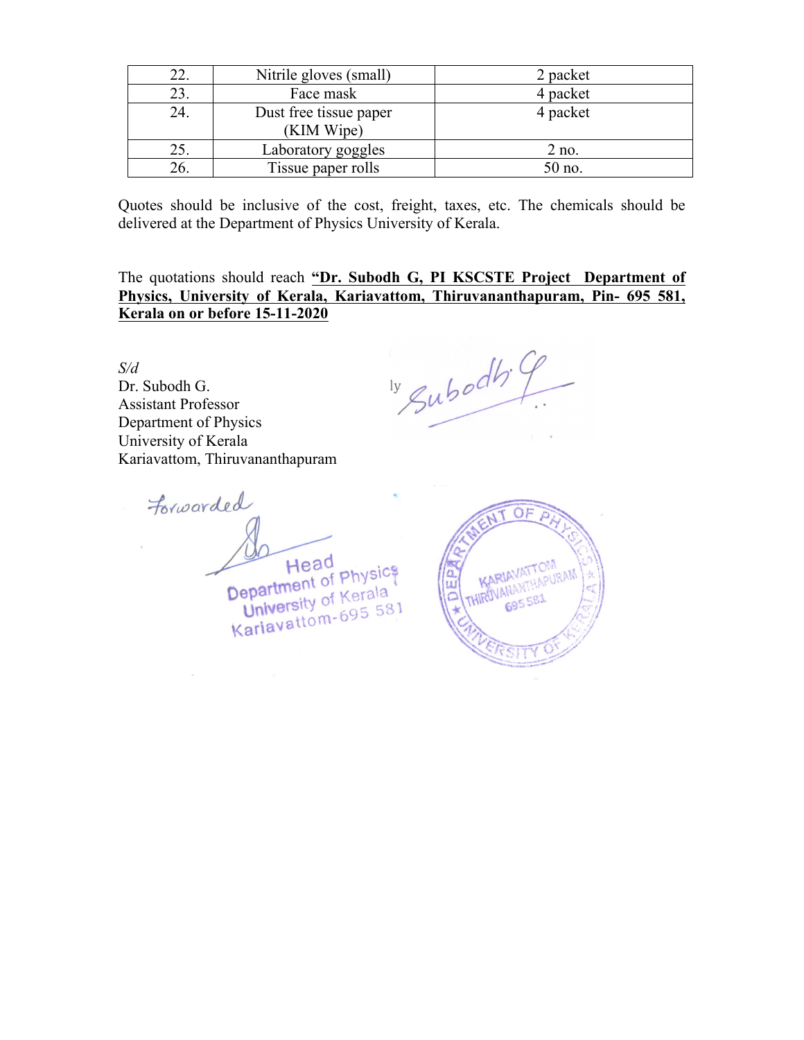| | | |
|---|---|---|
| 22. | Nitrile gloves (small) | 2 packet |
| 23. | Face mask | 4 packet |
| 24. | Dust free tissue paper (KIM Wipe) | 4 packet |
| 25. | Laboratory goggles | 2 no. |
| 26. | Tissue paper rolls | 50 no. |

Quotes should be inclusive of the cost, freight, taxes, etc. The chemicals should be delivered at the Department of Physics University of Kerala.

The quotations should reach **"Dr. Subodh G, PI KSCSTE Project Department of Physics, University of Kerala, Kariavattom, Thiruvananthapuram, Pin- 695 581, Kerala on or before 15-11-2020**

*S/d*
Dr. Subodh G.
Assistant Professor
Department of Physics
University of Kerala
Kariavattom, Thiruvananthapuram

Forwarded

Head
Department of Physics
University of Kerala
Kariavattom-695 581

DEPARTMENT OF PHYSICS ★ UNIVERSITY OF KERALA ★ KARIAVATTOM THIRUVANANTHAPURAM 695 581